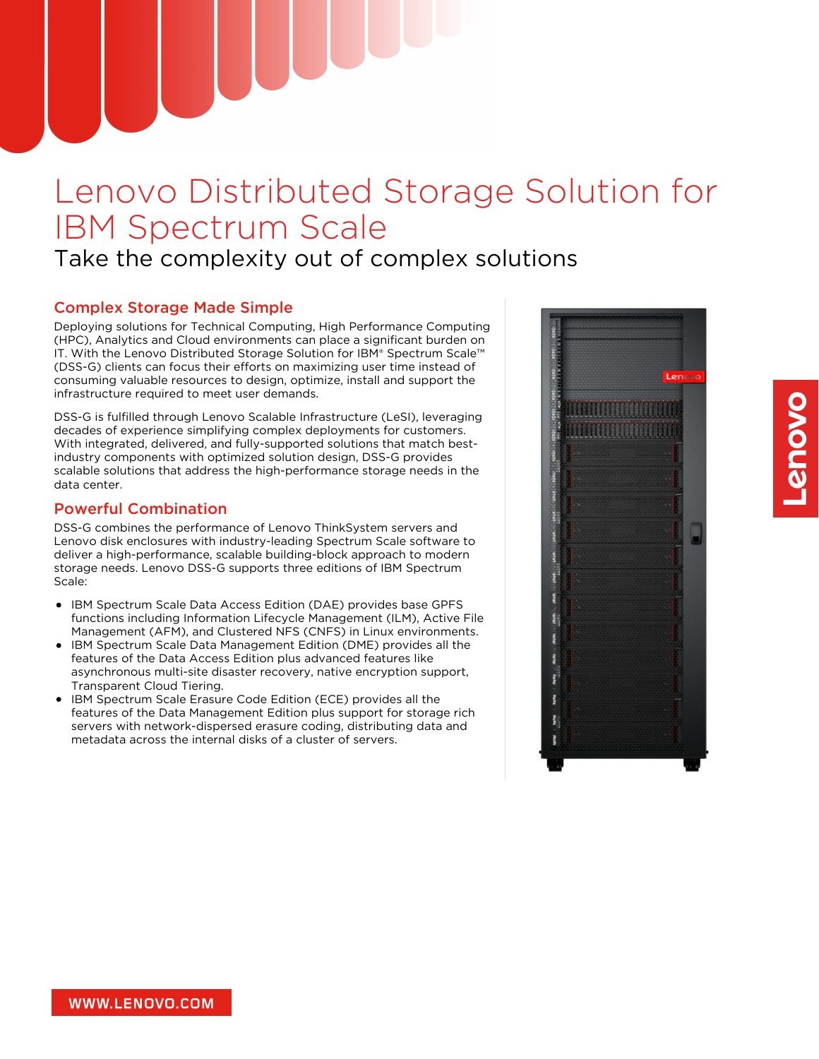# Lenovo Distributed Storage Solution for IBM Spectrum Scale

Take the complexity out of complex solutions

## Complex Storage Made Simple

Deploying solutions for Technical Computing, High Performance Computing (HPC), Analytics and Cloud environments can place a significant burden on IT. With the Lenovo Distributed Storage Solution for IBM® Spectrum Scale™ (DSS-G) clients can focus their efforts on maximizing user time instead of consuming valuable resources to design, optimize, install and support the infrastructure required to meet user demands.

DSS-G is fulfilled through Lenovo Scalable Infrastructure (LeSI), leveraging decades of experience simplifying complex deployments for customers. With integrated, delivered, and fully-supported solutions that match best-industry components with optimized solution design, DSS-G provides scalable solutions that address the high-performance storage needs in the data center.

## Powerful Combination

DSS-G combines the performance of Lenovo ThinkSystem servers and Lenovo disk enclosures with industry-leading Spectrum Scale software to deliver a high-performance, scalable building-block approach to modern storage needs. Lenovo DSS-G supports three editions of IBM Spectrum Scale:

- IBM Spectrum Scale Data Access Edition (DAE) provides base GPFS functions including Information Lifecycle Management (ILM), Active File Management (AFM), and Clustered NFS (CNFS) in Linux environments.
- IBM Spectrum Scale Data Management Edition (DME) provides all the features of the Data Access Edition plus advanced features like asynchronous multi-site disaster recovery, native encryption support, Transparent Cloud Tiering.
- IBM Spectrum Scale Erasure Code Edition (ECE) provides all the features of the Data Management Edition plus support for storage rich servers with network-dispersed erasure coding, distributing data and metadata across the internal disks of a cluster of servers.

WWW.LENOVO.COM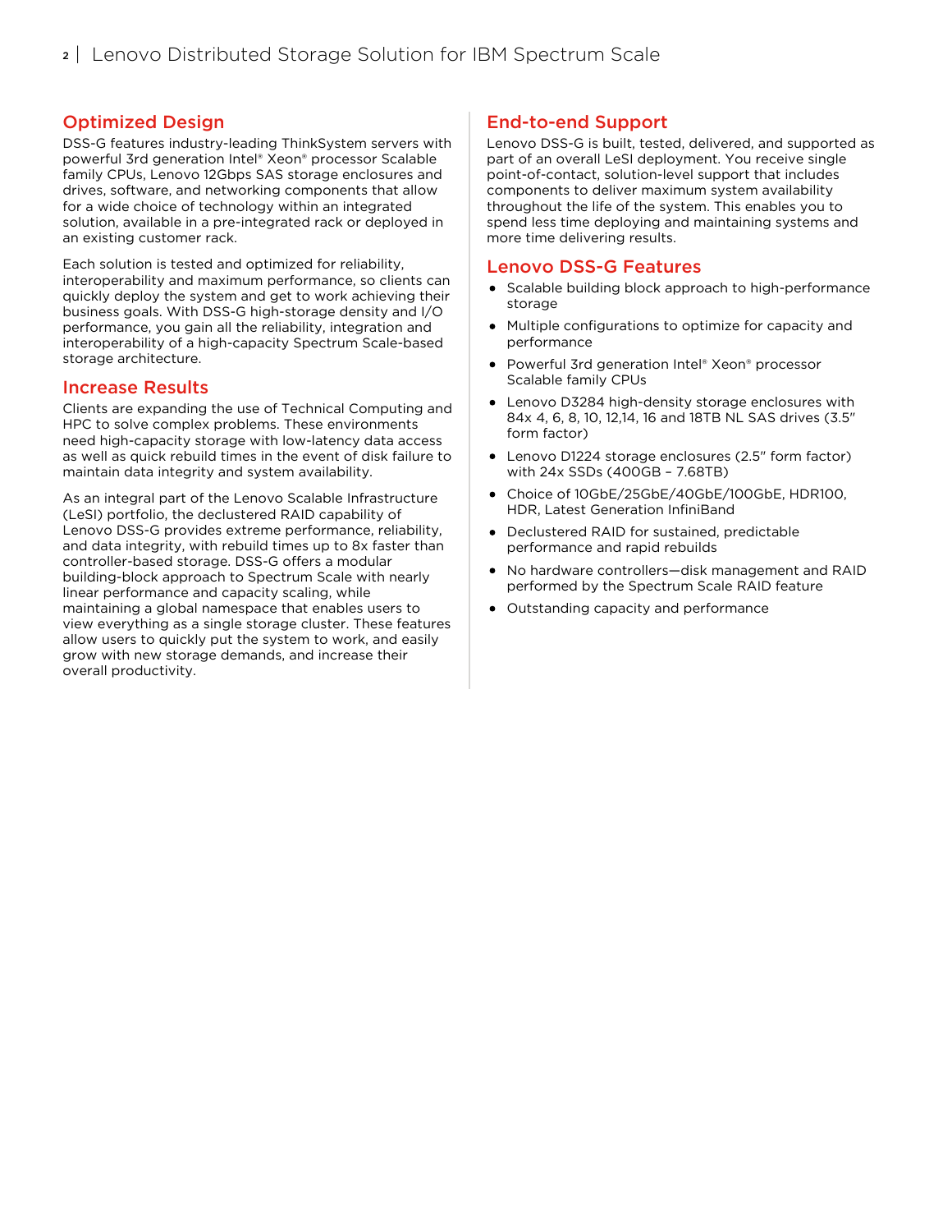## Optimized Design

DSS-G features industry-leading ThinkSystem servers with powerful 3rd generation Intel® Xeon® processor Scalable family CPUs, Lenovo 12Gbps SAS storage enclosures and drives, software, and networking components that allow for a wide choice of technology within an integrated solution, available in a pre-integrated rack or deployed in an existing customer rack.

Each solution is tested and optimized for reliability, interoperability and maximum performance, so clients can quickly deploy the system and get to work achieving their business goals. With DSS-G high-storage density and I/O performance, you gain all the reliability, integration and interoperability of a high-capacity Spectrum Scale-based storage architecture.

## Increase Results

Clients are expanding the use of Technical Computing and HPC to solve complex problems. These environments need high-capacity storage with low-latency data access as well as quick rebuild times in the event of disk failure to maintain data integrity and system availability.

As an integral part of the Lenovo Scalable Infrastructure (LeSI) portfolio, the declustered RAID capability of Lenovo DSS-G provides extreme performance, reliability, and data integrity, with rebuild times up to 8x faster than controller-based storage. DSS-G offers a modular building-block approach to Spectrum Scale with nearly linear performance and capacity scaling, while maintaining a global namespace that enables users to view everything as a single storage cluster. These features allow users to quickly put the system to work, and easily grow with new storage demands, and increase their overall productivity.

## End-to-end Support

Lenovo DSS-G is built, tested, delivered, and supported as part of an overall LeSI deployment. You receive single point-of-contact, solution-level support that includes components to deliver maximum system availability throughout the life of the system. This enables you to spend less time deploying and maintaining systems and more time delivering results.

## Lenovo DSS-G Features

- Scalable building block approach to high-performance storage
- Multiple configurations to optimize for capacity and performance
- Powerful 3rd generation Intel® Xeon® processor Scalable family CPUs
- Lenovo D3284 high-density storage enclosures with 84x 4, 6, 8, 10, 12,14, 16 and 18TB NL SAS drives (3.5" form factor)
- Lenovo D1224 storage enclosures (2.5" form factor) with 24x SSDs (400GB – 7.68TB)
- Choice of 10GbE/25GbE/40GbE/100GbE, HDR100, HDR, Latest Generation InfiniBand
- Declustered RAID for sustained, predictable performance and rapid rebuilds
- No hardware controllers—disk management and RAID performed by the Spectrum Scale RAID feature
- Outstanding capacity and performance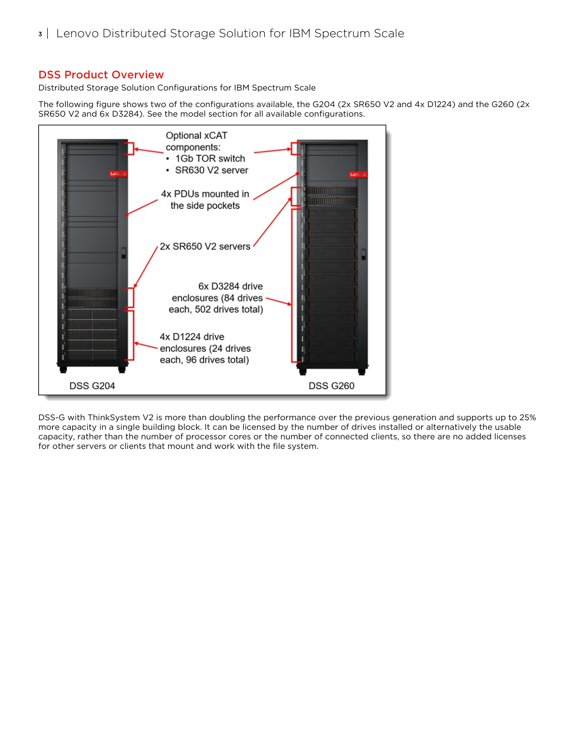## DSS Product Overview

Distributed Storage Solution Configurations for IBM Spectrum Scale

The following figure shows two of the configurations available, the G204 (2x SR650 V2 and 4x D1224) and the G260 (2x SR650 V2 and 6x D3284). See the model section for all available configurations.

Optional xCAT components:
- 1Gb TOR switch
- SR630 V2 server

4x PDUs mounted in the side pockets

2x SR650 V2 servers

6x D3284 drive enclosures (84 drives each, 502 drives total)

4x D1224 drive enclosures (24 drives each, 96 drives total)

DSS G204

DSS G260

DSS-G with ThinkSystem V2 is more than doubling the performance over the previous generation and supports up to 25% more capacity in a single building block. It can be licensed by the number of drives installed or alternatively the usable capacity, rather than the number of processor cores or the number of connected clients, so there are no added licenses for other servers or clients that mount and work with the file system.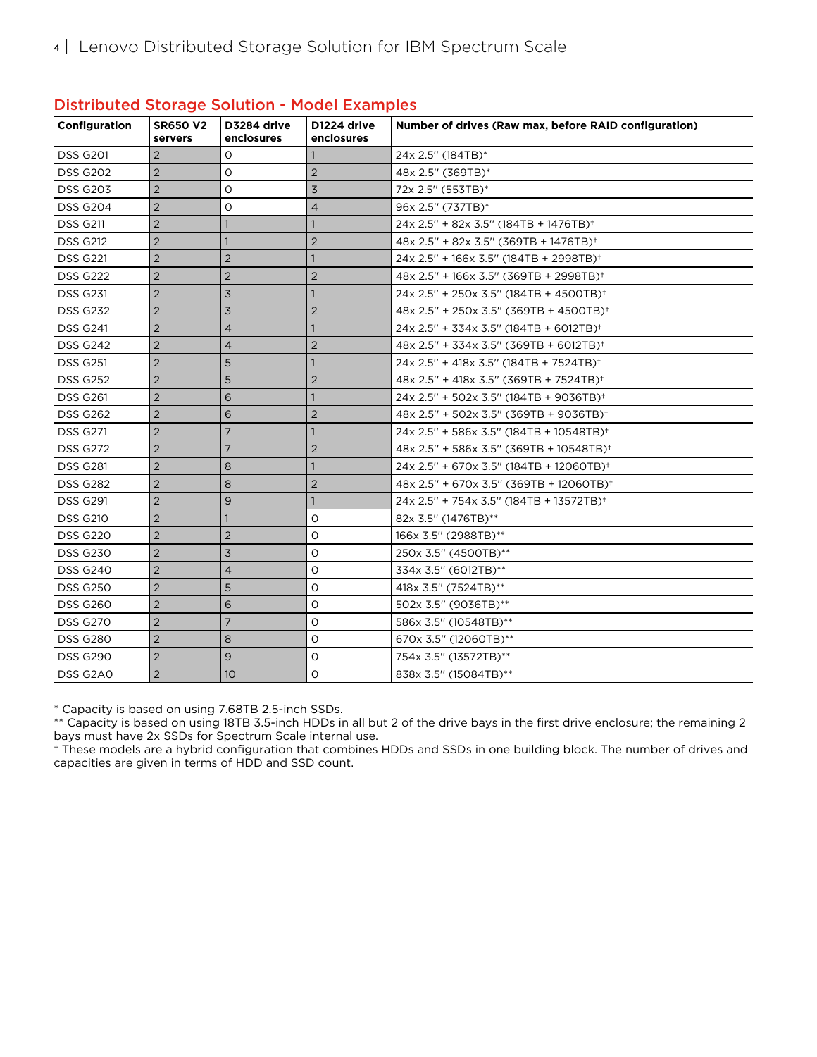## Distributed Storage Solution - Model Examples

| Configuration | SR650 V2 servers | D3284 drive enclosures | D1224 drive enclosures | Number of drives (Raw max, before RAID configuration) |
|---|---|---|---|---|
| DSS G201 | 2 | 0 | 1 | 24x 2.5" (184TB)* |
| DSS G202 | 2 | 0 | 2 | 48x 2.5" (369TB)* |
| DSS G203 | 2 | 0 | 3 | 72x 2.5" (553TB)* |
| DSS G204 | 2 | 0 | 4 | 96x 2.5" (737TB)* |
| DSS G211 | 2 | 1 | 1 | 24x 2.5" + 82x 3.5" (184TB + 1476TB)† |
| DSS G212 | 2 | 1 | 2 | 48x 2.5" + 82x 3.5" (369TB + 1476TB)† |
| DSS G221 | 2 | 2 | 1 | 24x 2.5" + 166x 3.5" (184TB + 2998TB)† |
| DSS G222 | 2 | 2 | 2 | 48x 2.5" + 166x 3.5" (369TB + 2998TB)† |
| DSS G231 | 2 | 3 | 1 | 24x 2.5" + 250x 3.5" (184TB + 4500TB)† |
| DSS G232 | 2 | 3 | 2 | 48x 2.5" + 250x 3.5" (369TB + 4500TB)† |
| DSS G241 | 2 | 4 | 1 | 24x 2.5" + 334x 3.5" (184TB + 6012TB)† |
| DSS G242 | 2 | 4 | 2 | 48x 2.5" + 334x 3.5" (369TB + 6012TB)† |
| DSS G251 | 2 | 5 | 1 | 24x 2.5" + 418x 3.5" (184TB + 7524TB)† |
| DSS G252 | 2 | 5 | 2 | 48x 2.5" + 418x 3.5" (369TB + 7524TB)† |
| DSS G261 | 2 | 6 | 1 | 24x 2.5" + 502x 3.5" (184TB + 9036TB)† |
| DSS G262 | 2 | 6 | 2 | 48x 2.5" + 502x 3.5" (369TB + 9036TB)† |
| DSS G271 | 2 | 7 | 1 | 24x 2.5" + 586x 3.5" (184TB + 10548TB)† |
| DSS G272 | 2 | 7 | 2 | 48x 2.5" + 586x 3.5" (369TB + 10548TB)† |
| DSS G281 | 2 | 8 | 1 | 24x 2.5" + 670x 3.5" (184TB + 12060TB)† |
| DSS G282 | 2 | 8 | 2 | 48x 2.5" + 670x 3.5" (369TB + 12060TB)† |
| DSS G291 | 2 | 9 | 1 | 24x 2.5" + 754x 3.5" (184TB + 13572TB)† |
| DSS G210 | 2 | 1 | 0 | 82x 3.5" (1476TB)** |
| DSS G220 | 2 | 2 | 0 | 166x 3.5" (2988TB)** |
| DSS G230 | 2 | 3 | 0 | 250x 3.5" (4500TB)** |
| DSS G240 | 2 | 4 | 0 | 334x 3.5" (6012TB)** |
| DSS G250 | 2 | 5 | 0 | 418x 3.5" (7524TB)** |
| DSS G260 | 2 | 6 | 0 | 502x 3.5" (9036TB)** |
| DSS G270 | 2 | 7 | 0 | 586x 3.5" (10548TB)** |
| DSS G280 | 2 | 8 | 0 | 670x 3.5" (12060TB)** |
| DSS G290 | 2 | 9 | 0 | 754x 3.5" (13572TB)** |
| DSS G2A0 | 2 | 10 | 0 | 838x 3.5" (15084TB)** |

* Capacity is based on using 7.68TB 2.5-inch SSDs.
** Capacity is based on using 18TB 3.5-inch HDDs in all but 2 of the drive bays in the first drive enclosure; the remaining 2 bays must have 2x SSDs for Spectrum Scale internal use.
† These models are a hybrid configuration that combines HDDs and SSDs in one building block. The number of drives and capacities are given in terms of HDD and SSD count.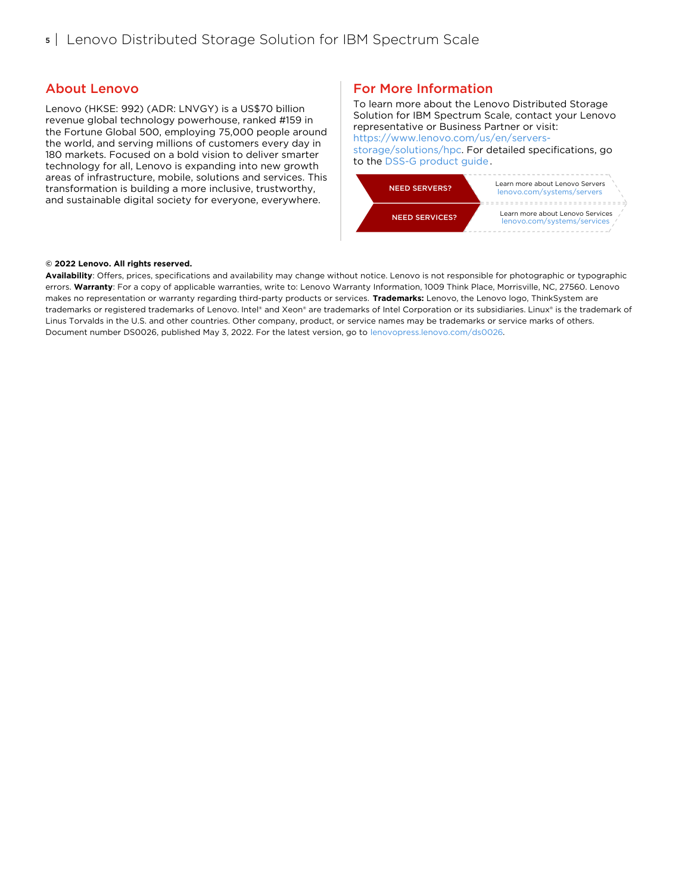## About Lenovo

Lenovo (HKSE: 992) (ADR: LNVGY) is a US$70 billion revenue global technology powerhouse, ranked #159 in the Fortune Global 500, employing 75,000 people around the world, and serving millions of customers every day in 180 markets. Focused on a bold vision to deliver smarter technology for all, Lenovo is expanding into new growth areas of infrastructure, mobile, solutions and services. This transformation is building a more inclusive, trustworthy, and sustainable digital society for everyone, everywhere.

## For More Information

To learn more about the Lenovo Distributed Storage Solution for IBM Spectrum Scale, contact your Lenovo representative or Business Partner or visit: https://www.lenovo.com/us/en/servers-storage/solutions/hpc. For detailed specifications, go to the DSS-G product guide.

**NEED SERVERS?** Learn more about Lenovo Servers lenovo.com/systems/servers

**NEED SERVICES?** Learn more about Lenovo Services lenovo.com/systems/services

**© 2022 Lenovo. All rights reserved.**

**Availability**: Offers, prices, specifications and availability may change without notice. Lenovo is not responsible for photographic or typographic errors. **Warranty**: For a copy of applicable warranties, write to: Lenovo Warranty Information, 1009 Think Place, Morrisville, NC, 27560. Lenovo makes no representation or warranty regarding third-party products or services. **Trademarks:** Lenovo, the Lenovo logo, ThinkSystem are trademarks or registered trademarks of Lenovo. Intel® and Xeon® are trademarks of Intel Corporation or its subsidiaries. Linux® is the trademark of Linus Torvalds in the U.S. and other countries. Other company, product, or service names may be trademarks or service marks of others. Document number DS0026, published May 3, 2022. For the latest version, go to lenovopress.lenovo.com/ds0026.